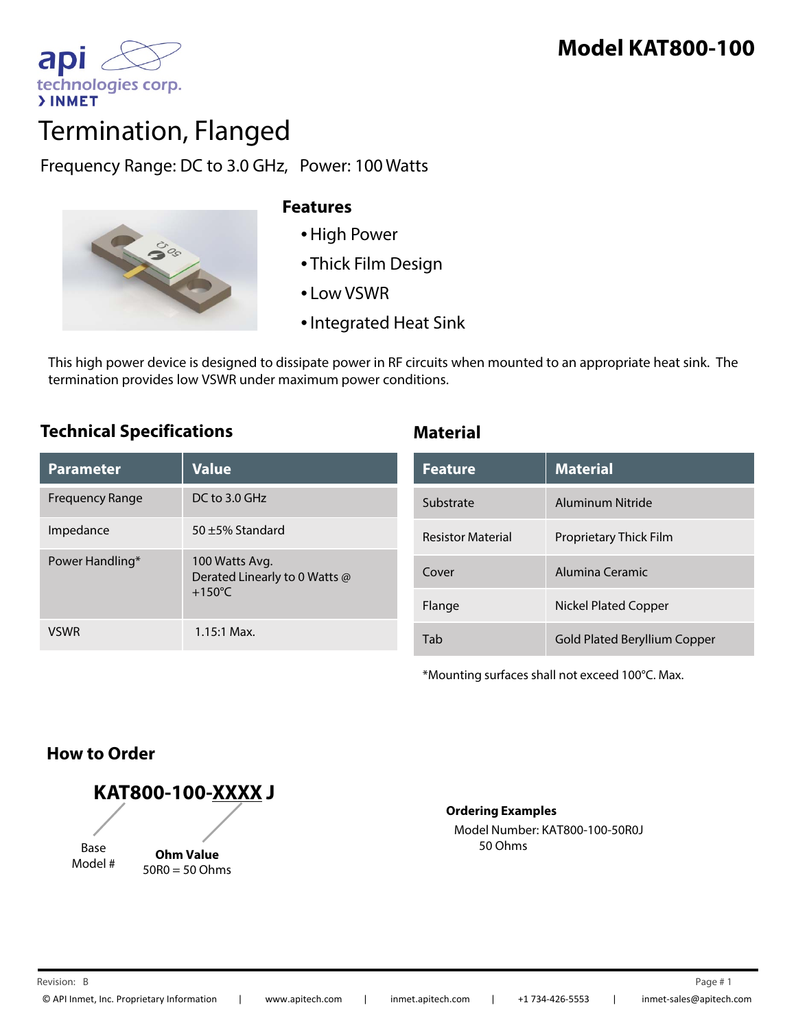# Model KAT800-100

api technologies corp.
› INMET

# Termination, Flanged

Frequency Range: DC to 3.0 GHz,  Power: 100 Watts

## Features

- High Power
- Thick Film Design
- Low VSWR
- Integrated Heat Sink

This high power device is designed to dissipate power in RF circuits when mounted to an appropriate heat sink. The termination provides low VSWR under maximum power conditions.

## Technical Specifications

| Parameter | Value |
|---|---|
| Frequency Range | DC to 3.0 GHz |
| Impedance | 50 ±5% Standard |
| Power Handling* | 100 Watts Avg.<br>Derated Linearly to 0 Watts @ +150°C |
| VSWR | 1.15:1 Max. |

## Material

| Feature | Material |
|---|---|
| Substrate | Aluminum Nitride |
| Resistor Material | Proprietary Thick Film |
| Cover | Alumina Ceramic |
| Flange | Nickel Plated Copper |
| Tab | Gold Plated Beryllium Copper |

*Mounting surfaces shall not exceed 100°C. Max.

## How to Order

**KAT800-100-XXXX J**

- Base Model #
- **Ohm Value**
  50R0 = 50 Ohms

**Ordering Examples**

Model Number: KAT800-100-50R0J
50 Ohms

Revision: B

© API Inmet, Inc. Proprietary Information | www.apitech.com | inmet.apitech.com | +1 734-426-5553 | inmet-sales@apitech.com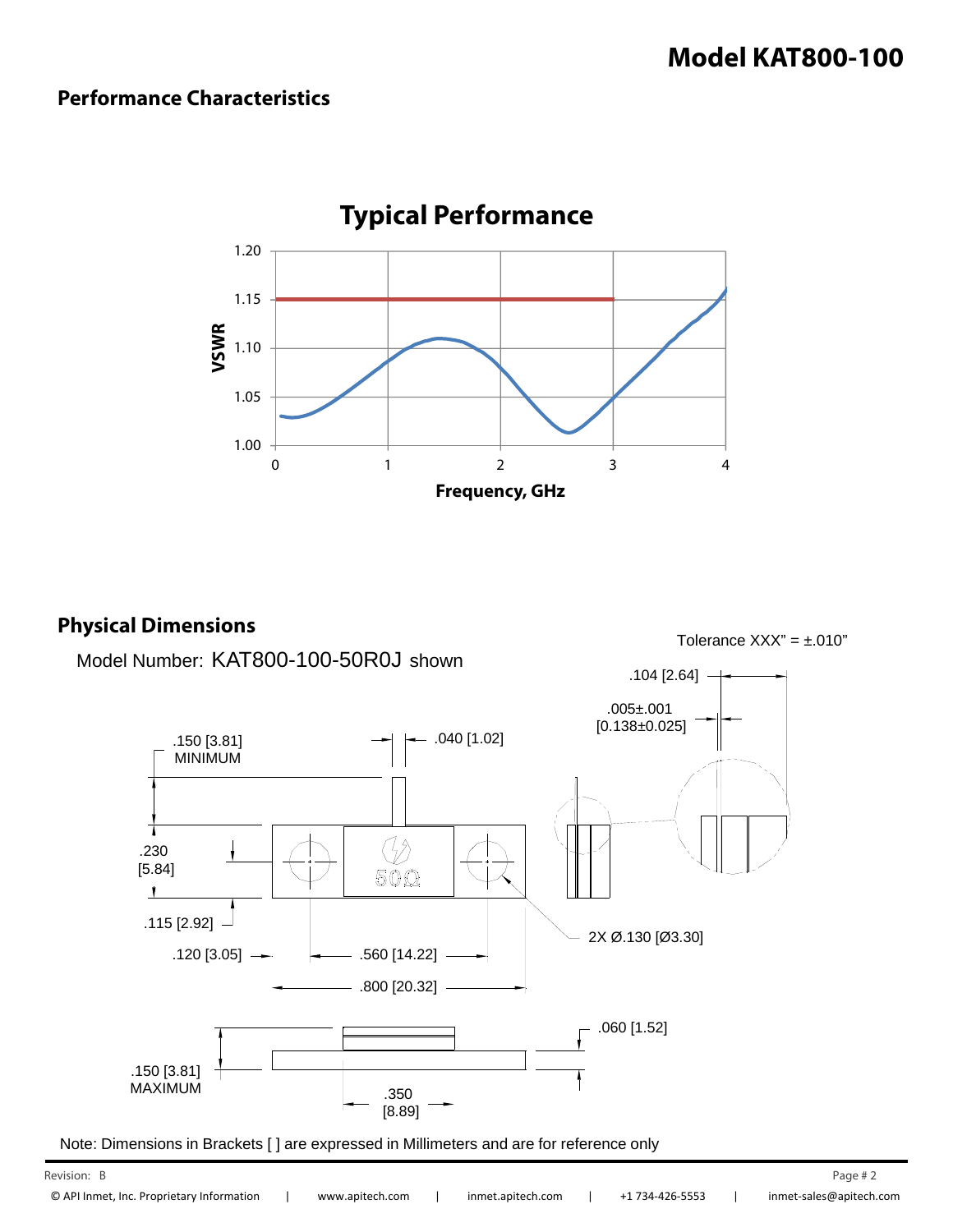# Model KAT800-100

## Performance Characteristics

**Typical Performance**

VSWR

1.20
1.15
1.10
1.05
1.00

0
1
2
3
4

**Frequency, GHz**

## Physical Dimensions

Tolerance XXX" = ±.010"

Model Number: KAT800-100-50R0J shown

.104 [2.64]

.005±.001
[0.138±0.025]

.040 [1.02]

.150 [3.81]
MINIMUM

.230
[5.84]

50Ω

.115 [2.92]

2X Ø.130 [Ø3.30]

.120 [3.05]

.560 [14.22]

.800 [20.32]

.060 [1.52]

.150 [3.81]
MAXIMUM

.350
[8.89]

Note: Dimensions in Brackets [ ] are expressed in Millimeters and are for reference only

Revision: B

© API Inmet, Inc. Proprietary Information | www.apitech.com | inmet.apitech.com | +1 734-426-5553 | inmet-sales@apitech.com